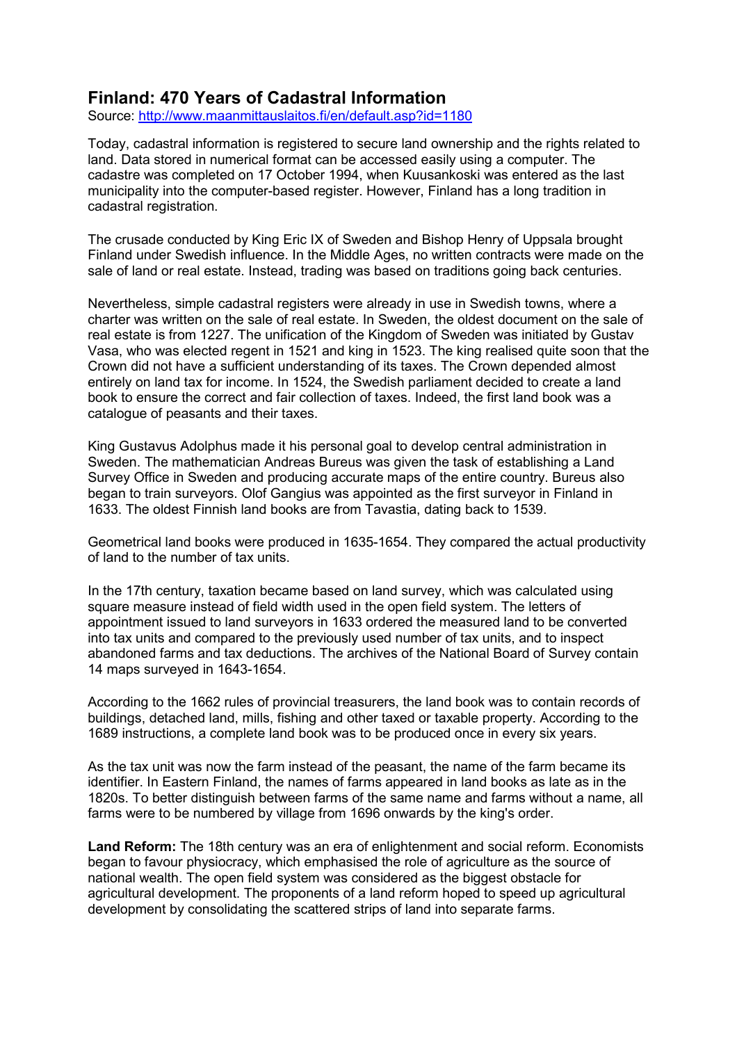# Finland: 470 Years of Cadastral Information

Source: [http://www.maanmittauslaitos.fi/en/default.asp?id=1180](http://www.maanmittauslaitos.fi/en/default.asp?id=1180)

Today, cadastral information is registered to secure land ownership and the rights related to land. Data stored in numerical format can be accessed easily using a computer. The cadastre was completed on 17 October 1994, when Kuusankoski was entered as the last municipality into the computer-based register. However, Finland has a long tradition in cadastral registration.

The crusade conducted by King Eric IX of Sweden and Bishop Henry of Uppsala brought Finland under Swedish influence. In the Middle Ages, no written contracts were made on the sale of land or real estate. Instead, trading was based on traditions going back centuries.

Nevertheless, simple cadastral registers were already in use in Swedish towns, where a charter was written on the sale of real estate. In Sweden, the oldest document on the sale of real estate is from 1227. The unification of the Kingdom of Sweden was initiated by Gustav Vasa, who was elected regent in 1521 and king in 1523. The king realised quite soon that the Crown did not have a sufficient understanding of its taxes. The Crown depended almost entirely on land tax for income. In 1524, the Swedish parliament decided to create a land book to ensure the correct and fair collection of taxes. Indeed, the first land book was a catalogue of peasants and their taxes.

King Gustavus Adolphus made it his personal goal to develop central administration in Sweden. The mathematician Andreas Bureus was given the task of establishing a Land Survey Office in Sweden and producing accurate maps of the entire country. Bureus also began to train surveyors. Olof Gangius was appointed as the first surveyor in Finland in 1633. The oldest Finnish land books are from Tavastia, dating back to 1539.

Geometrical land books were produced in 1635-1654. They compared the actual productivity of land to the number of tax units.

In the 17th century, taxation became based on land survey, which was calculated using square measure instead of field width used in the open field system. The letters of appointment issued to land surveyors in 1633 ordered the measured land to be converted into tax units and compared to the previously used number of tax units, and to inspect abandoned farms and tax deductions. The archives of the National Board of Survey contain 14 maps surveyed in 1643-1654.

According to the 1662 rules of provincial treasurers, the land book was to contain records of buildings, detached land, mills, fishing and other taxed or taxable property. According to the 1689 instructions, a complete land book was to be produced once in every six years.

As the tax unit was now the farm instead of the peasant, the name of the farm became its identifier. In Eastern Finland, the names of farms appeared in land books as late as in the 1820s. To better distinguish between farms of the same name and farms without a name, all farms were to be numbered by village from 1696 onwards by the king's order.

**Land Reform:** The 18th century was an era of enlightenment and social reform. Economists began to favour physiocracy, which emphasised the role of agriculture as the source of national wealth. The open field system was considered as the biggest obstacle for agricultural development. The proponents of a land reform hoped to speed up agricultural development by consolidating the scattered strips of land into separate farms.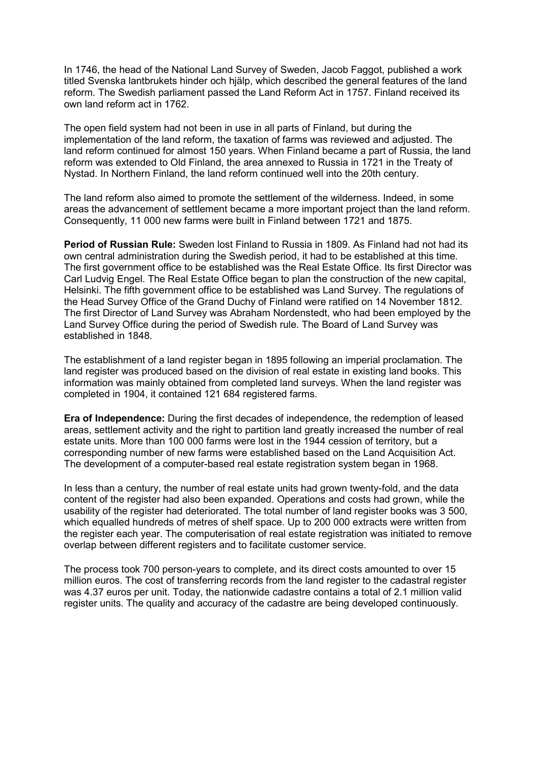In 1746, the head of the National Land Survey of Sweden, Jacob Faggot, published a work titled Svenska lantbrukets hinder och hjälp, which described the general features of the land reform. The Swedish parliament passed the Land Reform Act in 1757. Finland received its own land reform act in 1762.

The open field system had not been in use in all parts of Finland, but during the implementation of the land reform, the taxation of farms was reviewed and adjusted. The land reform continued for almost 150 years. When Finland became a part of Russia, the land reform was extended to Old Finland, the area annexed to Russia in 1721 in the Treaty of Nystad. In Northern Finland, the land reform continued well into the 20th century.

The land reform also aimed to promote the settlement of the wilderness. Indeed, in some areas the advancement of settlement became a more important project than the land reform. Consequently, 11 000 new farms were built in Finland between 1721 and 1875.

**Period of Russian Rule:** Sweden lost Finland to Russia in 1809. As Finland had not had its own central administration during the Swedish period, it had to be established at this time. The first government office to be established was the Real Estate Office. Its first Director was Carl Ludvig Engel. The Real Estate Office began to plan the construction of the new capital, Helsinki. The fifth government office to be established was Land Survey. The regulations of the Head Survey Office of the Grand Duchy of Finland were ratified on 14 November 1812. The first Director of Land Survey was Abraham Nordenstedt, who had been employed by the Land Survey Office during the period of Swedish rule. The Board of Land Survey was established in 1848.

The establishment of a land register began in 1895 following an imperial proclamation. The land register was produced based on the division of real estate in existing land books. This information was mainly obtained from completed land surveys. When the land register was completed in 1904, it contained 121 684 registered farms.

**Era of Independence:** During the first decades of independence, the redemption of leased areas, settlement activity and the right to partition land greatly increased the number of real estate units. More than 100 000 farms were lost in the 1944 cession of territory, but a corresponding number of new farms were established based on the Land Acquisition Act. The development of a computer-based real estate registration system began in 1968.

In less than a century, the number of real estate units had grown twenty-fold, and the data content of the register had also been expanded. Operations and costs had grown, while the usability of the register had deteriorated. The total number of land register books was 3 500, which equalled hundreds of metres of shelf space. Up to 200 000 extracts were written from the register each year. The computerisation of real estate registration was initiated to remove overlap between different registers and to facilitate customer service.

The process took 700 person-years to complete, and its direct costs amounted to over 15 million euros. The cost of transferring records from the land register to the cadastral register was 4.37 euros per unit. Today, the nationwide cadastre contains a total of 2.1 million valid register units. The quality and accuracy of the cadastre are being developed continuously.